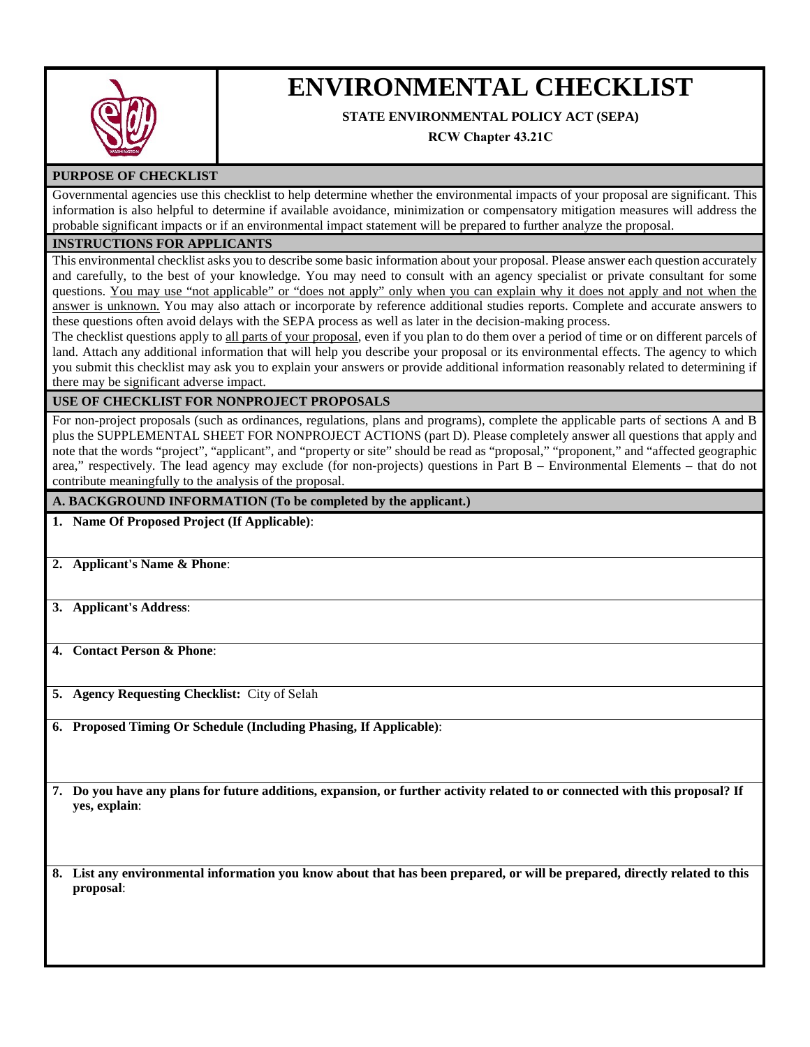# ENVIRONMENTAL CHECKLIST

**STATE ENVIRONMENTAL POLICY ACT (SEPA)**

**RCW Chapter 43.21C**

## PURPOSE OF CHECKLIST

Governmental agencies use this checklist to help determine whether the environmental impacts of your proposal are significant. This information is also helpful to determine if available avoidance, minimization or compensatory mitigation measures will address the probable significant impacts or if an environmental impact statement will be prepared to further analyze the proposal.

## INSTRUCTIONS FOR APPLICANTS

This environmental checklist asks you to describe some basic information about your proposal. Please answer each question accurately and carefully, to the best of your knowledge. You may need to consult with an agency specialist or private consultant for some questions. <u>You may use "not applicable" or "does not apply" only when you can explain why it does not apply and not when the answer is unknown.</u> You may also attach or incorporate by reference additional studies reports. Complete and accurate answers to these questions often avoid delays with the SEPA process as well as later in the decision-making process.

The checklist questions apply to <u>all parts of your proposal</u>, even if you plan to do them over a period of time or on different parcels of land. Attach any additional information that will help you describe your proposal or its environmental effects. The agency to which you submit this checklist may ask you to explain your answers or provide additional information reasonably related to determining if there may be significant adverse impact.

## USE OF CHECKLIST FOR NONPROJECT PROPOSALS

For non-project proposals (such as ordinances, regulations, plans and programs), complete the applicable parts of sections A and B plus the SUPPLEMENTAL SHEET FOR NONPROJECT ACTIONS (part D). Please completely answer all questions that apply and note that the words "project", "applicant", and "property or site" should be read as "proposal," "proponent," and "affected geographic area," respectively. The lead agency may exclude (for non-projects) questions in Part B – Environmental Elements – that do not contribute meaningfully to the analysis of the proposal.

## A. BACKGROUND INFORMATION (To be completed by the applicant.)

1. **Name Of Proposed Project (If Applicable)**:

2. **Applicant's Name & Phone**:

3. **Applicant's Address**:

4. **Contact Person & Phone**:

5. **Agency Requesting Checklist:** City of Selah

6. **Proposed Timing Or Schedule (Including Phasing, If Applicable)**:

7. **Do you have any plans for future additions, expansion, or further activity related to or connected with this proposal? If yes, explain**:

8. **List any environmental information you know about that has been prepared, or will be prepared, directly related to this proposal**: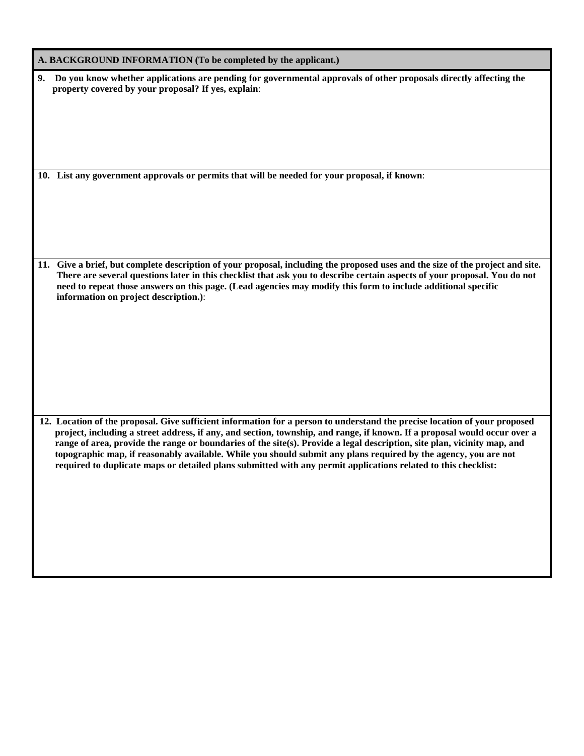## A. BACKGROUND INFORMATION (To be completed by the applicant.)

**9. Do you know whether applications are pending for governmental approvals of other proposals directly affecting the property covered by your proposal? If yes, explain**:

**10. List any government approvals or permits that will be needed for your proposal, if known**:

**11. Give a brief, but complete description of your proposal, including the proposed uses and the size of the project and site. There are several questions later in this checklist that ask you to describe certain aspects of your proposal. You do not need to repeat those answers on this page. (Lead agencies may modify this form to include additional specific information on project description.)**:

**12. Location of the proposal. Give sufficient information for a person to understand the precise location of your proposed project, including a street address, if any, and section, township, and range, if known. If a proposal would occur over a range of area, provide the range or boundaries of the site(s). Provide a legal description, site plan, vicinity map, and topographic map, if reasonably available. While you should submit any plans required by the agency, you are not required to duplicate maps or detailed plans submitted with any permit applications related to this checklist:**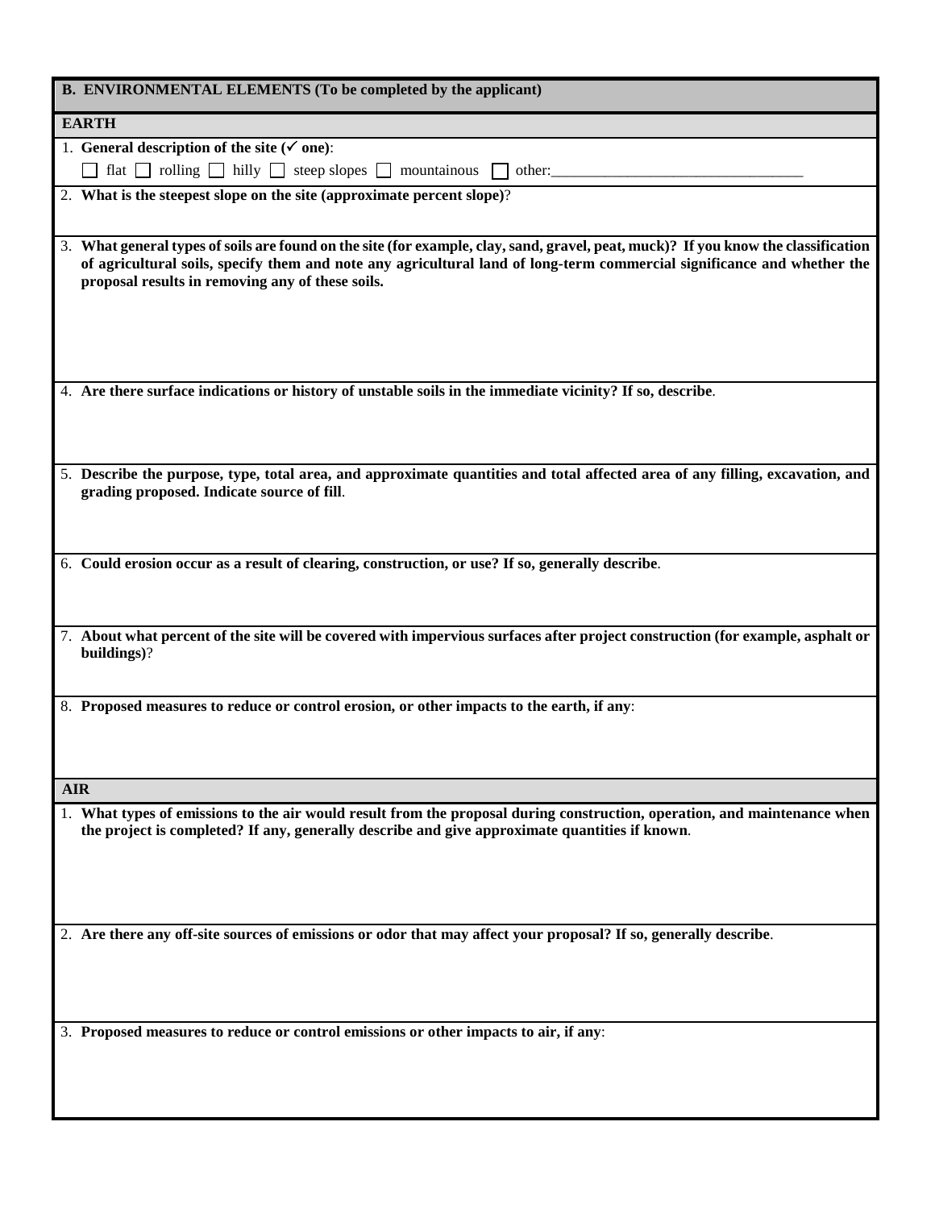## B. ENVIRONMENTAL ELEMENTS (To be completed by the applicant)

### EARTH

1. **General description of the site (✓ one)**:

   ☐ flat ☐ rolling ☐ hilly ☐ steep slopes ☐ mountainous ☐ other:_______________________________

2. **What is the steepest slope on the site (approximate percent slope)**?

3. **What general types of soils are found on the site (for example, clay, sand, gravel, peat, muck)? If you know the classification of agricultural soils, specify them and note any agricultural land of long-term commercial significance and whether the proposal results in removing any of these soils.**

4. **Are there surface indications or history of unstable soils in the immediate vicinity? If so, describe**.

5. **Describe the purpose, type, total area, and approximate quantities and total affected area of any filling, excavation, and grading proposed. Indicate source of fill**.

6. **Could erosion occur as a result of clearing, construction, or use? If so, generally describe**.

7. **About what percent of the site will be covered with impervious surfaces after project construction (for example, asphalt or buildings)**?

8. **Proposed measures to reduce or control erosion, or other impacts to the earth, if any**:

### AIR

1. **What types of emissions to the air would result from the proposal during construction, operation, and maintenance when the project is completed? If any, generally describe and give approximate quantities if known**.

2. **Are there any off-site sources of emissions or odor that may affect your proposal? If so, generally describe**.

3. **Proposed measures to reduce or control emissions or other impacts to air, if any**: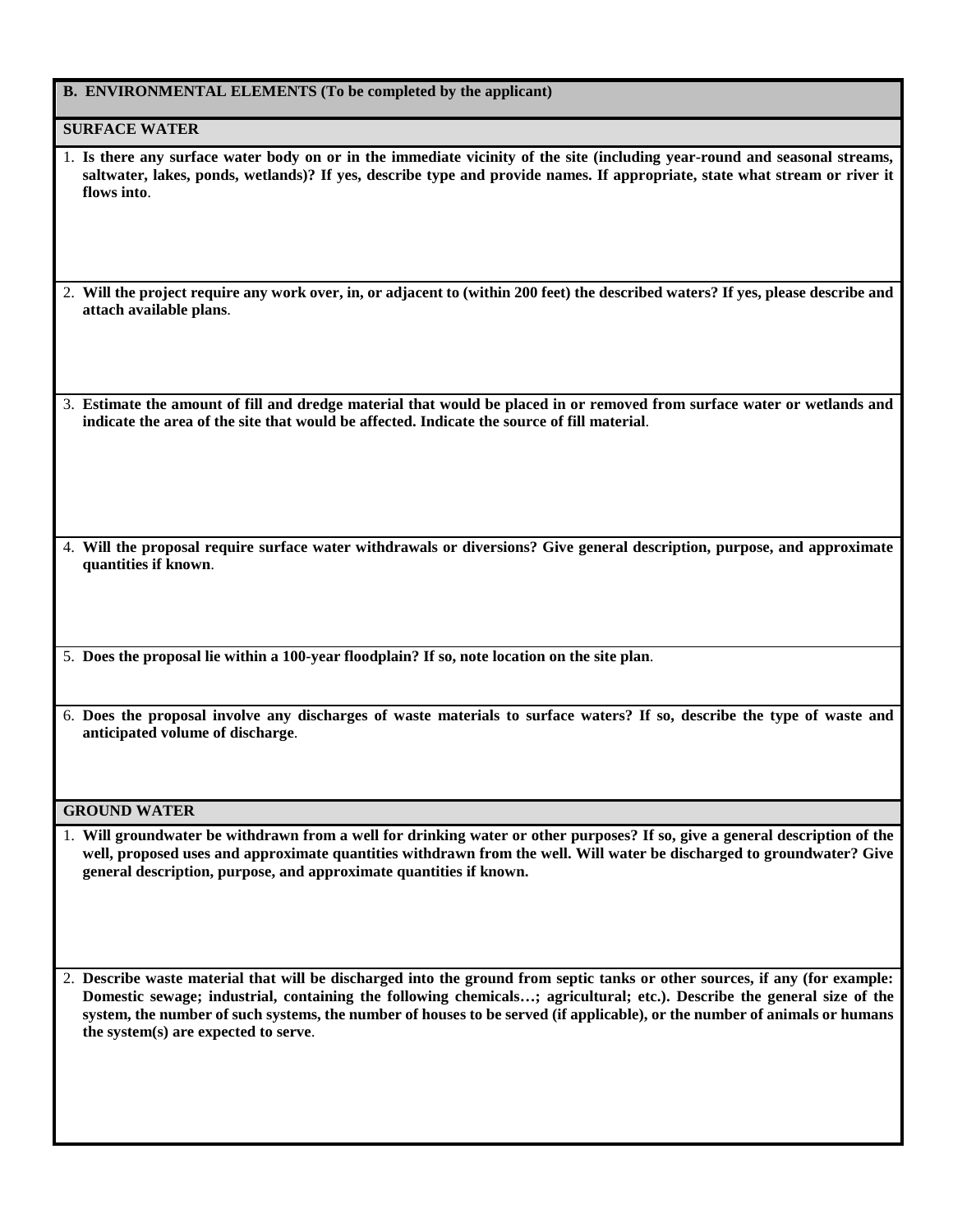## B. ENVIRONMENTAL ELEMENTS (To be completed by the applicant)

### SURFACE WATER

1. **Is there any surface water body on or in the immediate vicinity of the site (including year-round and seasonal streams, saltwater, lakes, ponds, wetlands)? If yes, describe type and provide names. If appropriate, state what stream or river it flows into**.

2. **Will the project require any work over, in, or adjacent to (within 200 feet) the described waters? If yes, please describe and attach available plans**.

3. **Estimate the amount of fill and dredge material that would be placed in or removed from surface water or wetlands and indicate the area of the site that would be affected. Indicate the source of fill material**.

4. **Will the proposal require surface water withdrawals or diversions? Give general description, purpose, and approximate quantities if known**.

5. **Does the proposal lie within a 100-year floodplain? If so, note location on the site plan**.

6. **Does the proposal involve any discharges of waste materials to surface waters? If so, describe the type of waste and anticipated volume of discharge**.

### GROUND WATER

1. **Will groundwater be withdrawn from a well for drinking water or other purposes? If so, give a general description of the well, proposed uses and approximate quantities withdrawn from the well. Will water be discharged to groundwater? Give general description, purpose, and approximate quantities if known.**

2. **Describe waste material that will be discharged into the ground from septic tanks or other sources, if any (for example: Domestic sewage; industrial, containing the following chemicals…; agricultural; etc.). Describe the general size of the system, the number of such systems, the number of houses to be served (if applicable), or the number of animals or humans the system(s) are expected to serve**.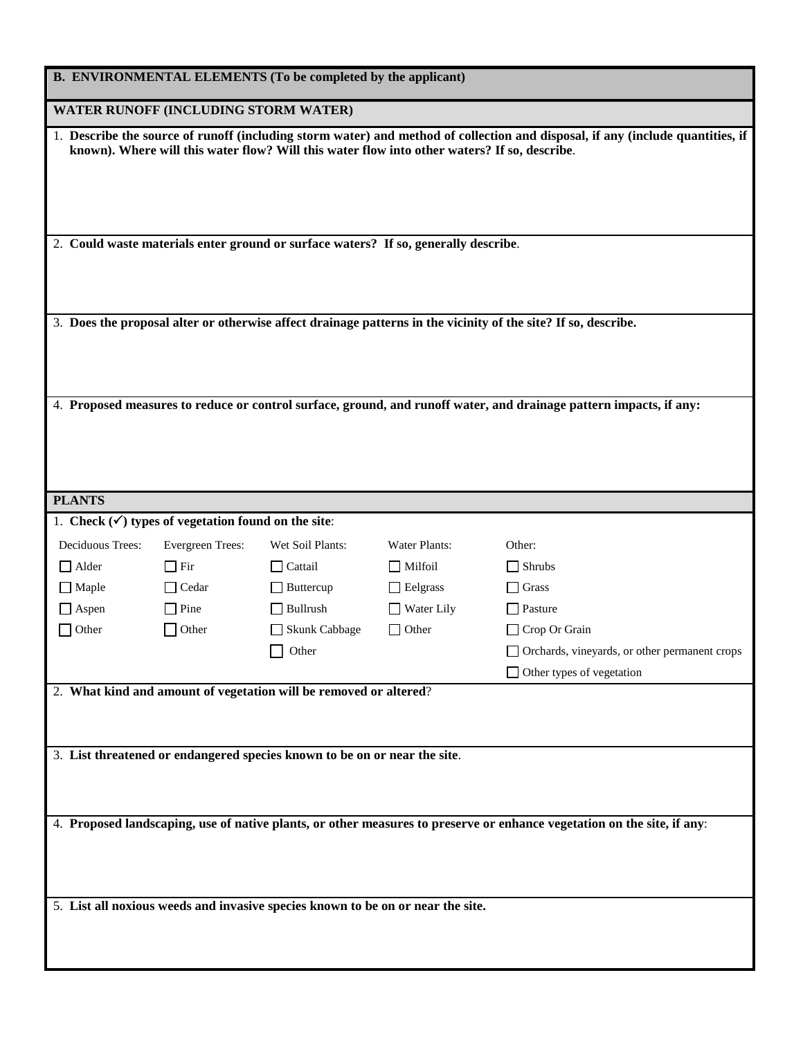## B. ENVIRONMENTAL ELEMENTS (To be completed by the applicant)

### WATER RUNOFF (INCLUDING STORM WATER)

1. **Describe the source of runoff (including storm water) and method of collection and disposal, if any (include quantities, if known). Where will this water flow? Will this water flow into other waters? If so, describe**.

2. **Could waste materials enter ground or surface waters? If so, generally describe**.

3. **Does the proposal alter or otherwise affect drainage patterns in the vicinity of the site? If so, describe.**

4. **Proposed measures to reduce or control surface, ground, and runoff water, and drainage pattern impacts, if any:**

### PLANTS

1. **Check (✓) types of vegetation found on the site**:

| Deciduous Trees: | Evergreen Trees: | Wet Soil Plants: | Water Plants: | Other: |
|---|---|---|---|---|
| ☐ Alder | ☐ Fir | ☐ Cattail | ☐ Milfoil | ☐ Shrubs |
| ☐ Maple | ☐ Cedar | ☐ Buttercup | ☐ Eelgrass | ☐ Grass |
| ☐ Aspen | ☐ Pine | ☐ Bullrush | ☐ Water Lily | ☐ Pasture |
| ☐ Other | ☐ Other | ☐ Skunk Cabbage | ☐ Other | ☐ Crop Or Grain |
| | | ☐ Other | | ☐ Orchards, vineyards, or other permanent crops |
| | | | | ☐ Other types of vegetation |

2. **What kind and amount of vegetation will be removed or altered**?

3. **List threatened or endangered species known to be on or near the site**.

4. **Proposed landscaping, use of native plants, or other measures to preserve or enhance vegetation on the site, if any**:

5. **List all noxious weeds and invasive species known to be on or near the site.**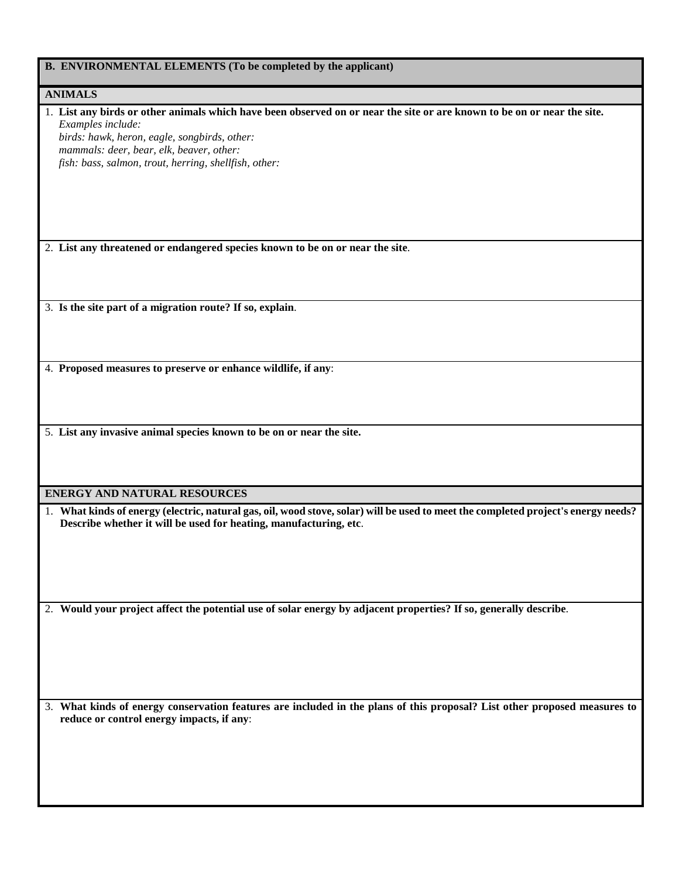## B. ENVIRONMENTAL ELEMENTS (To be completed by the applicant)

### ANIMALS

1. **List any birds or other animals which have been observed on or near the site or are known to be on or near the site.**
   *Examples include:*
   *birds: hawk, heron, eagle, songbirds, other:*
   *mammals: deer, bear, elk, beaver, other:*
   *fish: bass, salmon, trout, herring, shellfish, other:*

2. **List any threatened or endangered species known to be on or near the site**.

3. **Is the site part of a migration route? If so, explain**.

4. **Proposed measures to preserve or enhance wildlife, if any**:

5. **List any invasive animal species known to be on or near the site.**

### ENERGY AND NATURAL RESOURCES

1. **What kinds of energy (electric, natural gas, oil, wood stove, solar) will be used to meet the completed project's energy needs? Describe whether it will be used for heating, manufacturing, etc**.

2. **Would your project affect the potential use of solar energy by adjacent properties? If so, generally describe**.

3. **What kinds of energy conservation features are included in the plans of this proposal? List other proposed measures to reduce or control energy impacts, if any**: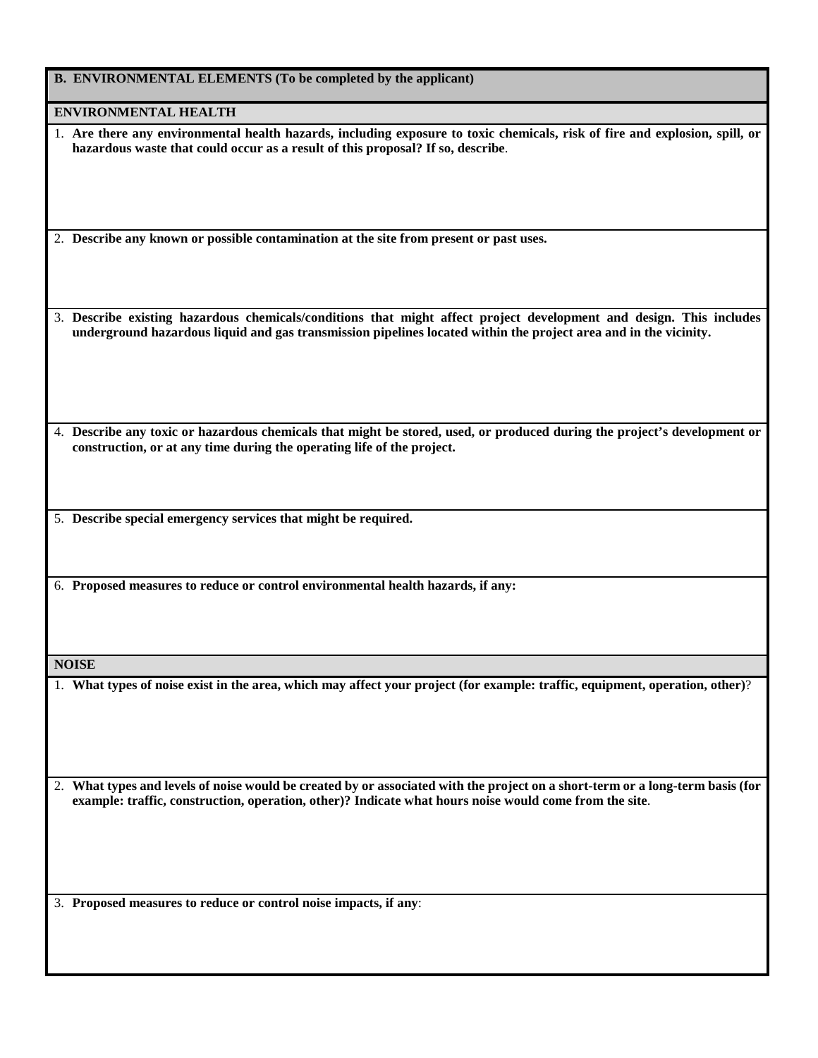## B. ENVIRONMENTAL ELEMENTS (To be completed by the applicant)

### ENVIRONMENTAL HEALTH

1. **Are there any environmental health hazards, including exposure to toxic chemicals, risk of fire and explosion, spill, or hazardous waste that could occur as a result of this proposal? If so, describe**.

2. **Describe any known or possible contamination at the site from present or past uses.**

3. **Describe existing hazardous chemicals/conditions that might affect project development and design. This includes underground hazardous liquid and gas transmission pipelines located within the project area and in the vicinity.**

4. **Describe any toxic or hazardous chemicals that might be stored, used, or produced during the project's development or construction, or at any time during the operating life of the project.**

5. **Describe special emergency services that might be required.**

6. **Proposed measures to reduce or control environmental health hazards, if any:**

### NOISE

1. **What types of noise exist in the area, which may affect your project (for example: traffic, equipment, operation, other)**?

2. **What types and levels of noise would be created by or associated with the project on a short-term or a long-term basis (for example: traffic, construction, operation, other)? Indicate what hours noise would come from the site**.

3. **Proposed measures to reduce or control noise impacts, if any**: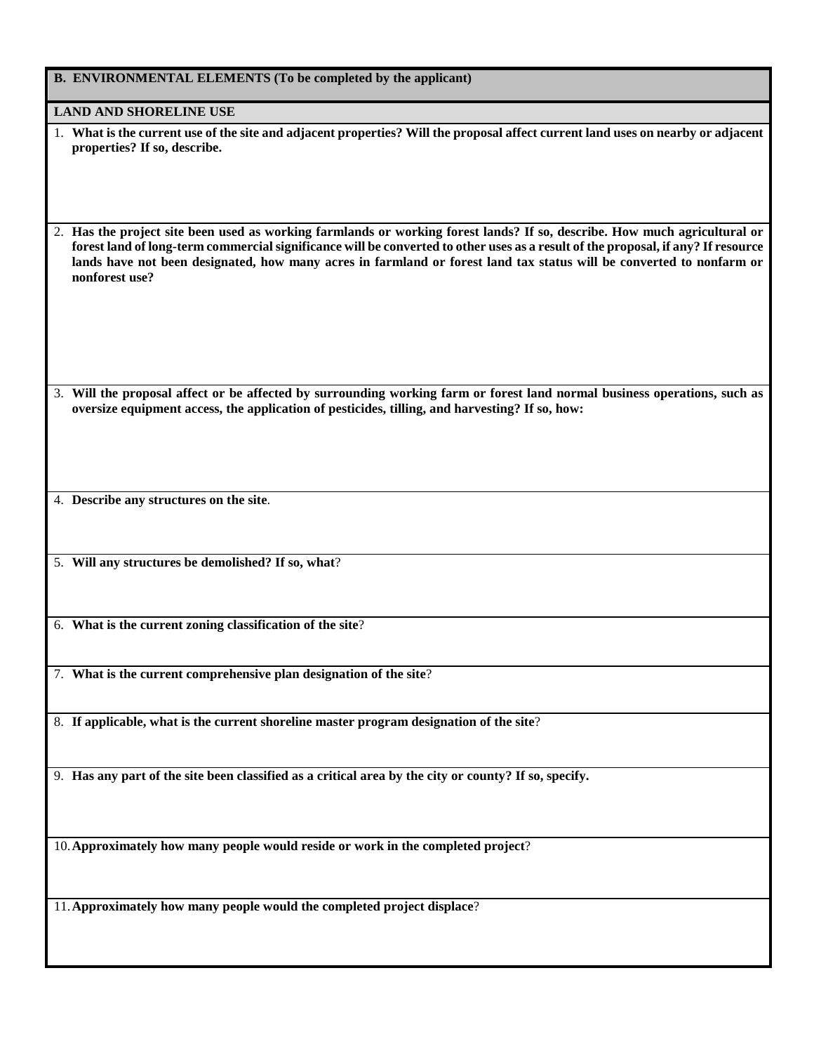## B. ENVIRONMENTAL ELEMENTS (To be completed by the applicant)

### LAND AND SHORELINE USE

1. **What is the current use of the site and adjacent properties? Will the proposal affect current land uses on nearby or adjacent properties? If so, describe.**

2. **Has the project site been used as working farmlands or working forest lands? If so, describe. How much agricultural or forest land of long-term commercial significance will be converted to other uses as a result of the proposal, if any? If resource lands have not been designated, how many acres in farmland or forest land tax status will be converted to nonfarm or nonforest use?**

3. **Will the proposal affect or be affected by surrounding working farm or forest land normal business operations, such as oversize equipment access, the application of pesticides, tilling, and harvesting? If so, how:**

4. **Describe any structures on the site**.

5. **Will any structures be demolished? If so, what**?

6. **What is the current zoning classification of the site**?

7. **What is the current comprehensive plan designation of the site**?

8. **If applicable, what is the current shoreline master program designation of the site**?

9. **Has any part of the site been classified as a critical area by the city or county? If so, specify.**

10. **Approximately how many people would reside or work in the completed project**?

11. **Approximately how many people would the completed project displace**?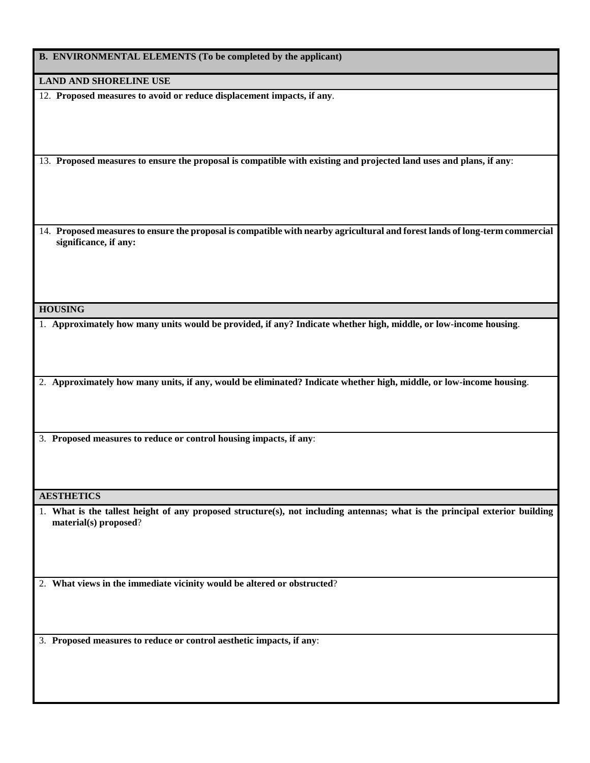## B. ENVIRONMENTAL ELEMENTS (To be completed by the applicant)

### LAND AND SHORELINE USE

12. **Proposed measures to avoid or reduce displacement impacts, if any**.

13. **Proposed measures to ensure the proposal is compatible with existing and projected land uses and plans, if any**:

14. **Proposed measures to ensure the proposal is compatible with nearby agricultural and forest lands of long-term commercial significance, if any:**

### HOUSING

1. **Approximately how many units would be provided, if any? Indicate whether high, middle, or low-income housing**.

2. **Approximately how many units, if any, would be eliminated? Indicate whether high, middle, or low-income housing**.

3. **Proposed measures to reduce or control housing impacts, if any**:

### AESTHETICS

1. **What is the tallest height of any proposed structure(s), not including antennas; what is the principal exterior building material(s) proposed**?

2. **What views in the immediate vicinity would be altered or obstructed**?

3. **Proposed measures to reduce or control aesthetic impacts, if any**: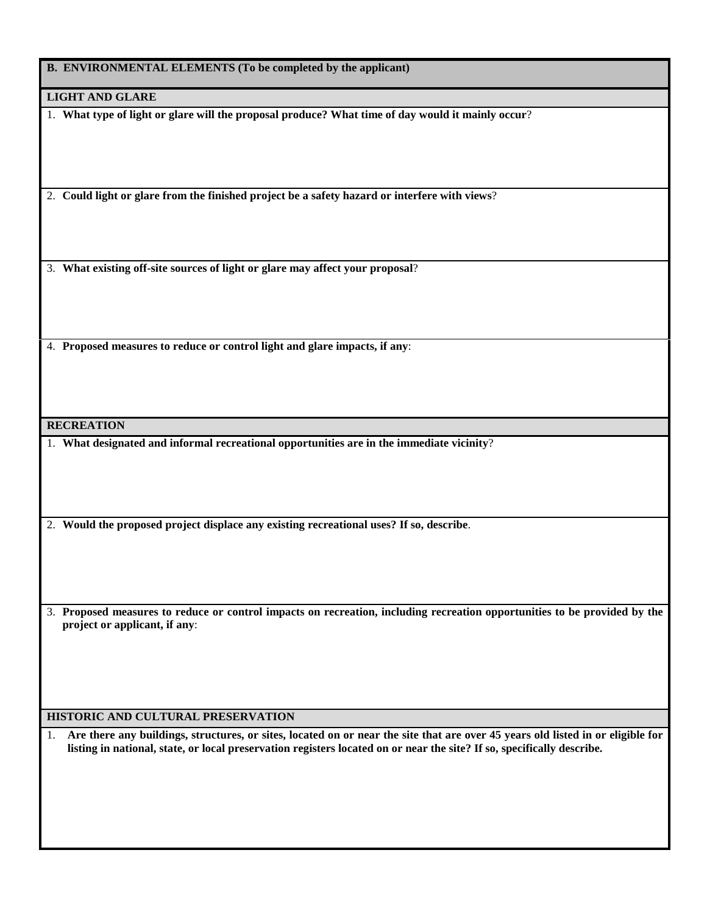## B. ENVIRONMENTAL ELEMENTS (To be completed by the applicant)

### LIGHT AND GLARE

1. **What type of light or glare will the proposal produce? What time of day would it mainly occur**?

2. **Could light or glare from the finished project be a safety hazard or interfere with views**?

3. **What existing off-site sources of light or glare may affect your proposal**?

4. **Proposed measures to reduce or control light and glare impacts, if any**:

### RECREATION

1. **What designated and informal recreational opportunities are in the immediate vicinity**?

2. **Would the proposed project displace any existing recreational uses? If so, describe**.

3. **Proposed measures to reduce or control impacts on recreation, including recreation opportunities to be provided by the project or applicant, if any**:

### HISTORIC AND CULTURAL PRESERVATION

1. **Are there any buildings, structures, or sites, located on or near the site that are over 45 years old listed in or eligible for listing in national, state, or local preservation registers located on or near the site? If so, specifically describe.**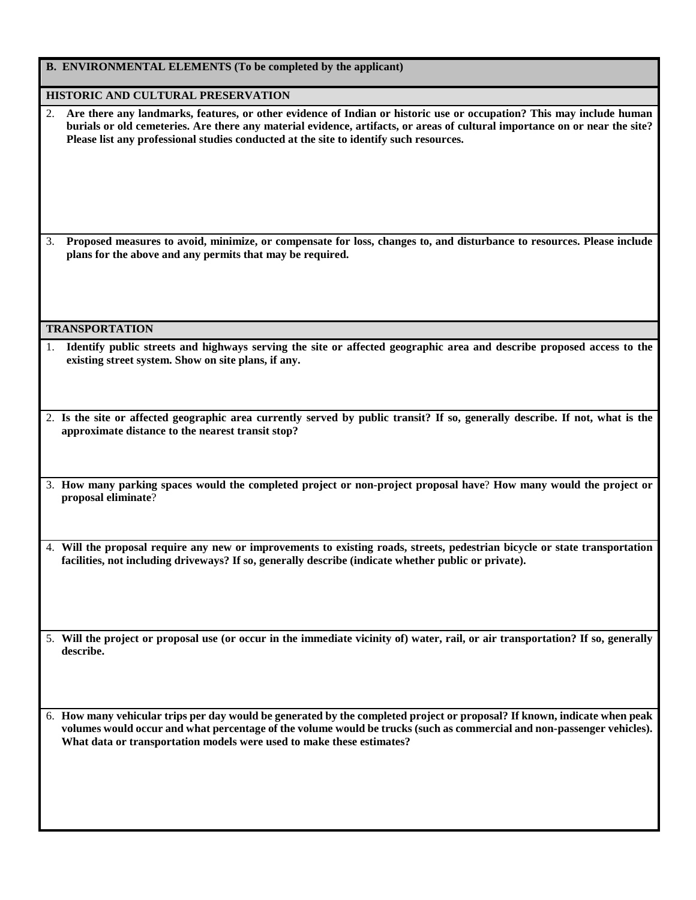## B. ENVIRONMENTAL ELEMENTS (To be completed by the applicant)

### HISTORIC AND CULTURAL PRESERVATION

2. **Are there any landmarks, features, or other evidence of Indian or historic use or occupation? This may include human burials or old cemeteries. Are there any material evidence, artifacts, or areas of cultural importance on or near the site? Please list any professional studies conducted at the site to identify such resources.**

3. **Proposed measures to avoid, minimize, or compensate for loss, changes to, and disturbance to resources. Please include plans for the above and any permits that may be required.**

### TRANSPORTATION

1. **Identify public streets and highways serving the site or affected geographic area and describe proposed access to the existing street system. Show on site plans, if any.**

2. **Is the site or affected geographic area currently served by public transit? If so, generally describe. If not, what is the approximate distance to the nearest transit stop?**

3. **How many parking spaces would the completed project or non-project proposal have**? **How many would the project or proposal eliminate**?

4. **Will the proposal require any new or improvements to existing roads, streets, pedestrian bicycle or state transportation facilities, not including driveways? If so, generally describe (indicate whether public or private).**

5. **Will the project or proposal use (or occur in the immediate vicinity of) water, rail, or air transportation? If so, generally describe.**

6. **How many vehicular trips per day would be generated by the completed project or proposal? If known, indicate when peak volumes would occur and what percentage of the volume would be trucks (such as commercial and non-passenger vehicles). What data or transportation models were used to make these estimates?**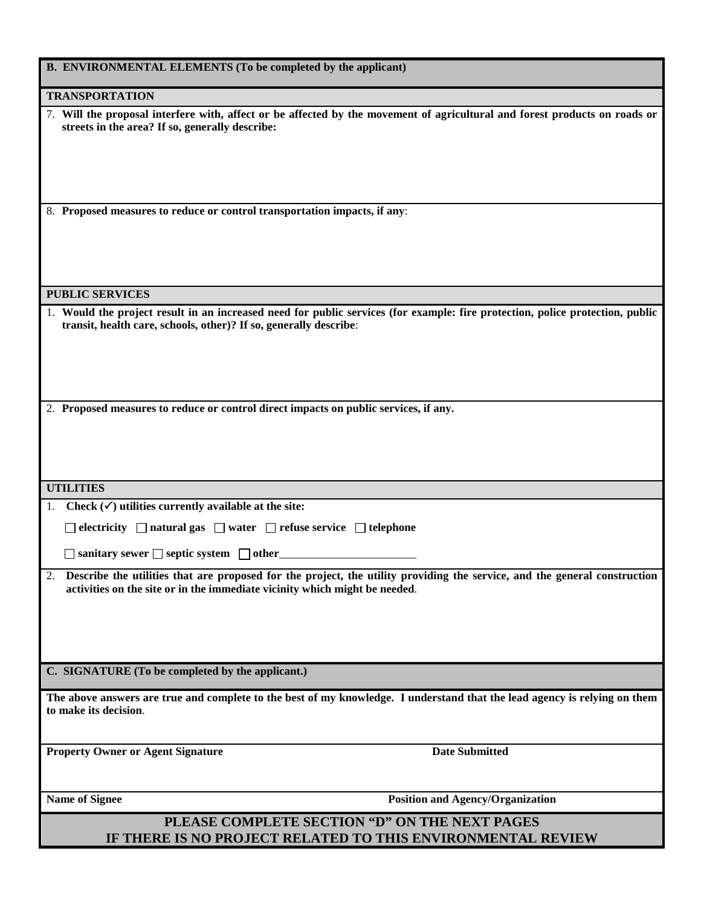## B. ENVIRONMENTAL ELEMENTS (To be completed by the applicant)

### TRANSPORTATION

7. **Will the proposal interfere with, affect or be affected by the movement of agricultural and forest products on roads or streets in the area? If so, generally describe:**

8. **Proposed measures to reduce or control transportation impacts, if any**:

### PUBLIC SERVICES

1. **Would the project result in an increased need for public services (for example: fire protection, police protection, public transit, health care, schools, other)? If so, generally describe**:

2. **Proposed measures to reduce or control direct impacts on public services, if any.**

### UTILITIES

1. **Check (✓) utilities currently available at the site:**

   ☐ **electricity** ☐ **natural gas** ☐ **water** ☐ **refuse service** ☐ **telephone**

   ☐ **sanitary sewer** ☐ **septic system** ☐ **other**________________________

2. **Describe the utilities that are proposed for the project, the utility providing the service, and the general construction activities on the site or in the immediate vicinity which might be needed**.

## C. SIGNATURE (To be completed by the applicant.)

**The above answers are true and complete to the best of my knowledge. I understand that the lead agency is relying on them to make its decision**.

| **Property Owner or Agent Signature** | **Date Submitted** |
|---|---|
| | |
| **Name of Signee** | **Position and Agency/Organization** |

**PLEASE COMPLETE SECTION "D" ON THE NEXT PAGES IF THERE IS NO PROJECT RELATED TO THIS ENVIRONMENTAL REVIEW**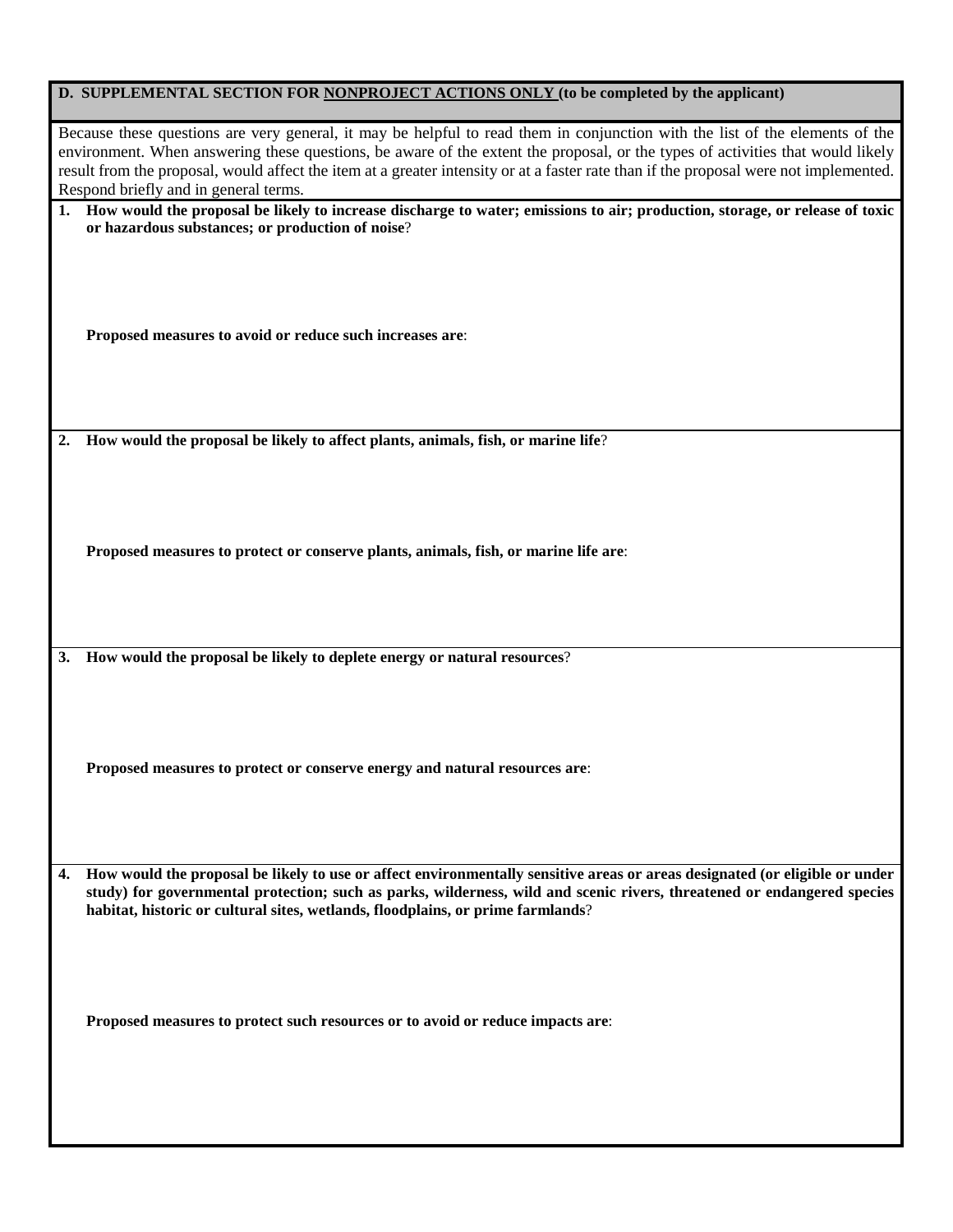## D. SUPPLEMENTAL SECTION FOR NONPROJECT ACTIONS ONLY (to be completed by the applicant)

Because these questions are very general, it may be helpful to read them in conjunction with the list of the elements of the environment. When answering these questions, be aware of the extent the proposal, or the types of activities that would likely result from the proposal, would affect the item at a greater intensity or at a faster rate than if the proposal were not implemented. Respond briefly and in general terms.

**1. How would the proposal be likely to increase discharge to water; emissions to air; production, storage, or release of toxic or hazardous substances; or production of noise?**

**Proposed measures to avoid or reduce such increases are:**

**2. How would the proposal be likely to affect plants, animals, fish, or marine life?**

**Proposed measures to protect or conserve plants, animals, fish, or marine life are:**

**3. How would the proposal be likely to deplete energy or natural resources?**

**Proposed measures to protect or conserve energy and natural resources are:**

**4. How would the proposal be likely to use or affect environmentally sensitive areas or areas designated (or eligible or under study) for governmental protection; such as parks, wilderness, wild and scenic rivers, threatened or endangered species habitat, historic or cultural sites, wetlands, floodplains, or prime farmlands?**

**Proposed measures to protect such resources or to avoid or reduce impacts are:**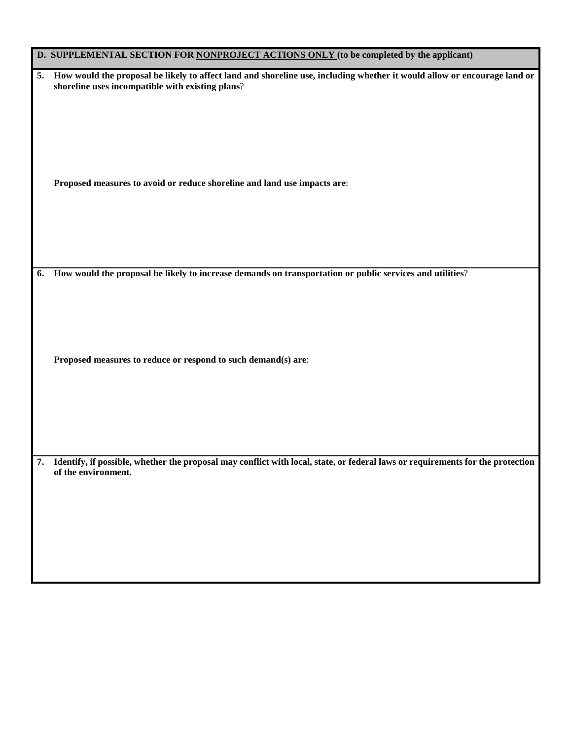## D. SUPPLEMENTAL SECTION FOR NONPROJECT ACTIONS ONLY (to be completed by the applicant)

**5. How would the proposal be likely to affect land and shoreline use, including whether it would allow or encourage land or shoreline uses incompatible with existing plans?**

**Proposed measures to avoid or reduce shoreline and land use impacts are:**

**6. How would the proposal be likely to increase demands on transportation or public services and utilities?**

**Proposed measures to reduce or respond to such demand(s) are:**

**7. Identify, if possible, whether the proposal may conflict with local, state, or federal laws or requirements for the protection of the environment.**